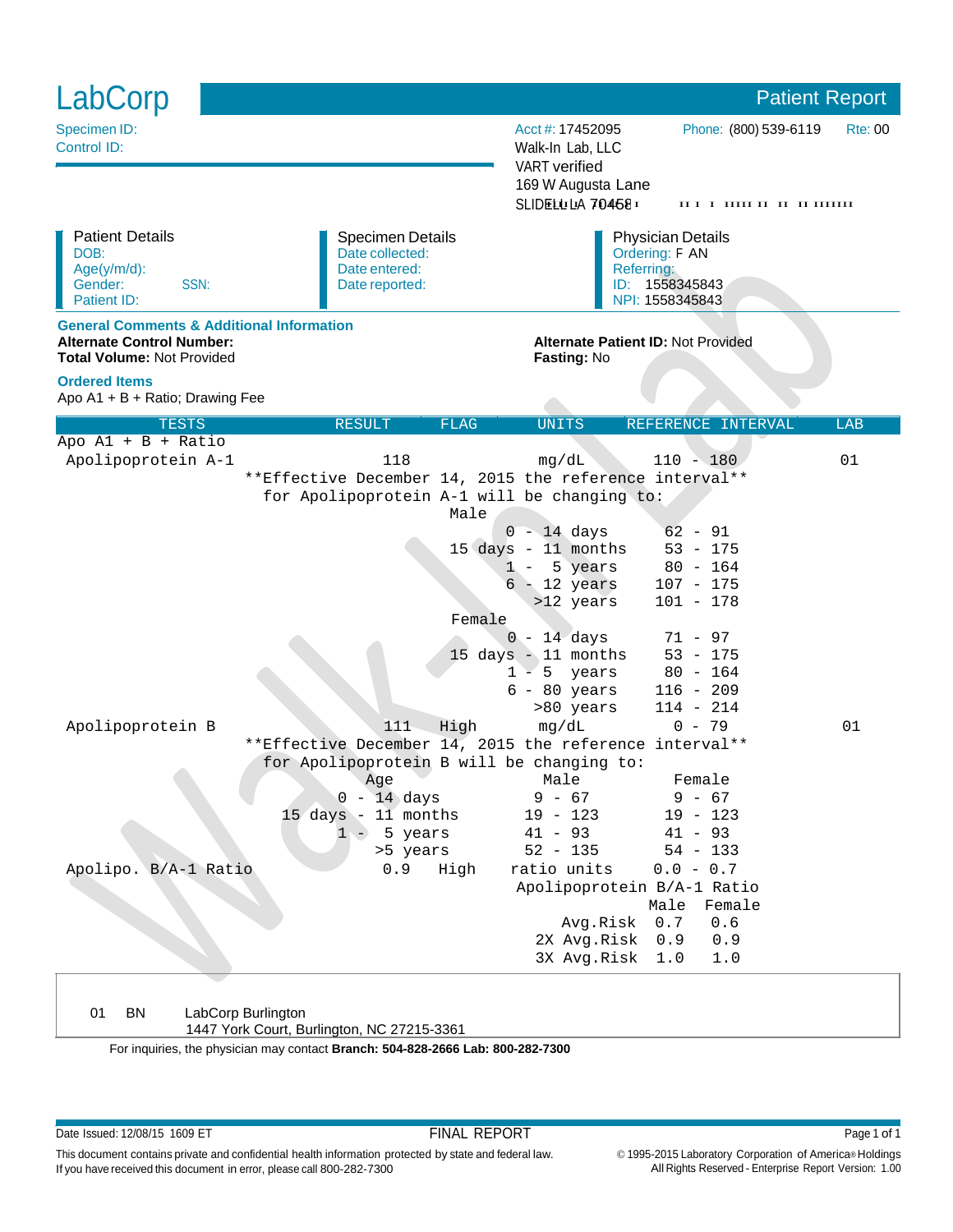# LabCorp

## Patient Report

Specimen ID:
Control ID:

Acct #: 17452095
Walk-In Lab, LLC
VART verified
169 W Augusta Lane
SLIDELL LA 70458

Phone: (800) 539-6119 Rte: 00

| Patient Details | Specimen Details | Physician Details |
|---|---|---|
| DOB: | Date collected: | Ordering: F AN |
| Age(y/m/d): | Date entered: | Referring: |
| Gender: SSN: | Date reported: | ID: 1558345843 |
| Patient ID: | | NPI: 1558345843 |

### General Comments & Additional Information

**Alternate Control Number:**
**Total Volume:** Not Provided

**Alternate Patient ID:** Not Provided
**Fasting:** No

### Ordered Items

Apo A1 + B + Ratio; Drawing Fee

| TESTS | RESULT | FLAG | UNITS | REFERENCE INTERVAL | LAB |
|---|---|---|---|---|---|
| Apo A1 + B + Ratio | | | | | |
| Apolipoprotein A-1 | 118 | | mg/dL | 110 - 180 | 01 |
| Apolipoprotein B | 111 | High | mg/dL | 0 - 79 | 01 |
| Apolipo. B/A-1 Ratio | 0.9 | High | ratio units | 0.0 - 0.7 | |

**Effective December 14, 2015 the reference interval** for Apolipoprotein A-1 will be changing to:

| Male | |
|---|---|
| 0 - 14 days | 62 - 91 |
| 15 days - 11 months | 53 - 175 |
| 1 - 5 years | 80 - 164 |
| 6 - 12 years | 107 - 175 |
| >12 years | 101 - 178 |

| Female | |
|---|---|
| 0 - 14 days | 71 - 97 |
| 15 days - 11 months | 53 - 175 |
| 1 - 5 years | 80 - 164 |
| 6 - 80 years | 116 - 209 |
| >80 years | 114 - 214 |

**Effective December 14, 2015 the reference interval** for Apolipoprotein B will be changing to:

| Age | Male | Female |
|---|---|---|
| 0 - 14 days | 9 - 67 | 9 - 67 |
| 15 days - 11 months | 19 - 123 | 19 - 123 |
| 1 - 5 years | 41 - 93 | 41 - 93 |
| >5 years | 52 - 135 | 54 - 133 |

Apolipoprotein B/A-1 Ratio

| | Male | Female |
|---|---|---|
| Avg.Risk | 0.7 | 0.6 |
| 2X Avg.Risk | 0.9 | 0.9 |
| 3X Avg.Risk | 1.0 | 1.0 |

01 BN LabCorp Burlington
1447 York Court, Burlington, NC 27215-3361

For inquiries, the physician may contact **Branch: 504-828-2666 Lab: 800-282-7300**

Date Issued: 12/08/15 1609 ET

FINAL REPORT

This document contains private and confidential health information protected by state and federal law.
If you have received this document in error, please call 800-282-7300

© 1995-2015 Laboratory Corporation of America® Holdings
All Rights Reserved - Enterprise Report Version: 1.00